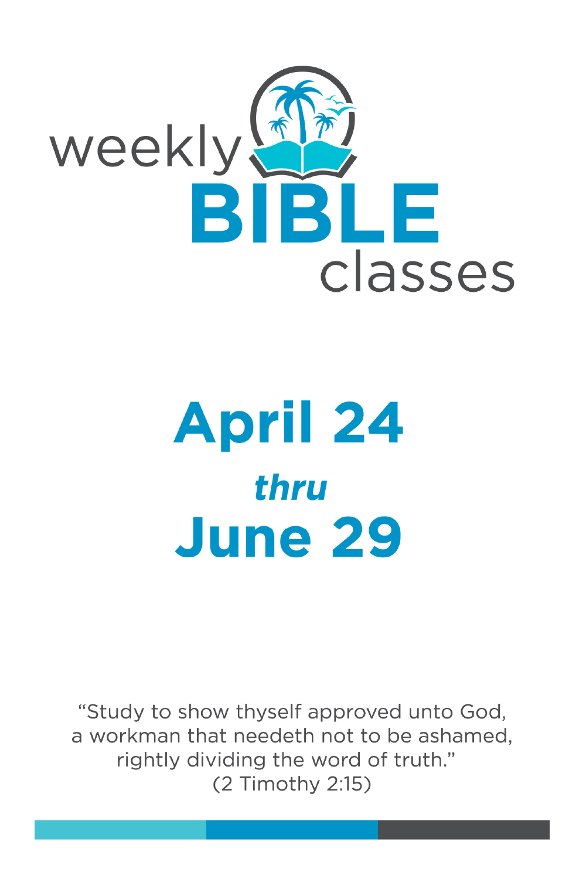# weekly BIBLE classes

## April 24
### *thru*
## June 29

"Study to show thyself approved unto God,
a workman that needeth not to be ashamed,
rightly dividing the word of truth."
(2 Timothy 2:15)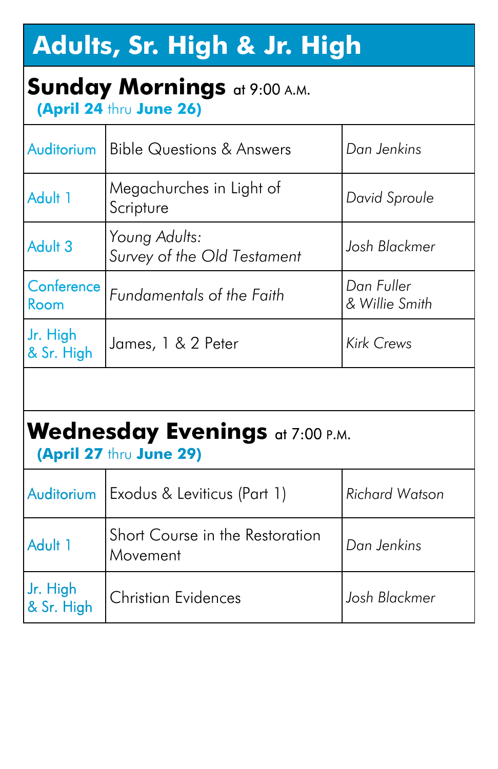# Adults, Sr. High & Jr. High

## **Sunday Mornings** at 9:00 A.M.

**(April 24** thru **June 26)**

| | | |
|---|---|---|
| Auditorium | Bible Questions & Answers | *Dan Jenkins* |
| Adult 1 | Megachurches in Light of Scripture | *David Sproule* |
| Adult 3 | *Young Adults: Survey of the Old Testament* | *Josh Blackmer* |
| Conference Room | *Fundamentals of the Faith* | *Dan Fuller & Willie Smith* |
| Jr. High & Sr. High | James, 1 & 2 Peter | *Kirk Crews* |

## **Wednesday Evenings** at 7:00 P.M.

**(April 27** thru **June 29)**

| | | |
|---|---|---|
| Auditorium | Exodus & Leviticus (Part 1) | *Richard Watson* |
| Adult 1 | Short Course in the Restoration Movement | *Dan Jenkins* |
| Jr. High & Sr. High | Christian Evidences | *Josh Blackmer* |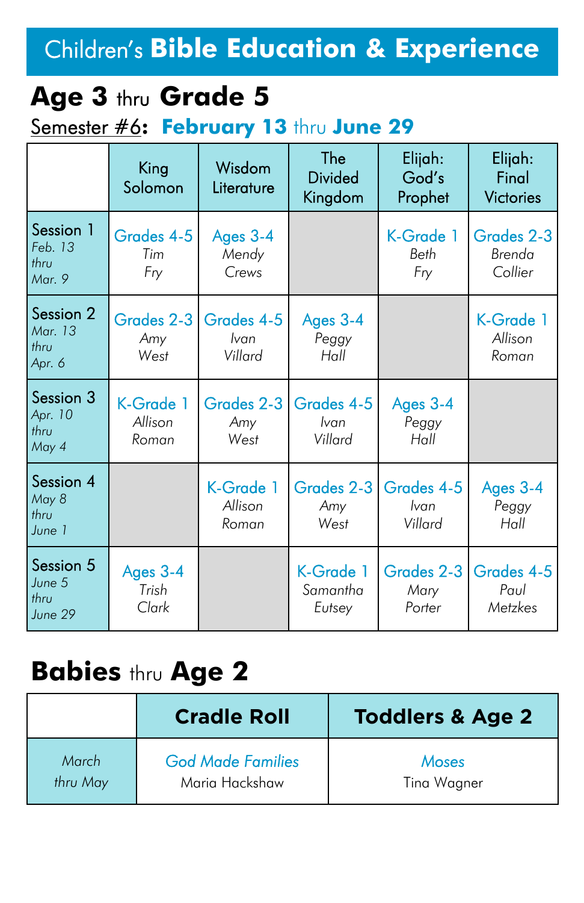# Children's **Bible Education & Experience**

## **Age 3** thru **Grade 5**

Semester #6: **February 13** thru **June 29**

| | King Solomon | Wisdom Literature | The Divided Kingdom | Elijah: God's Prophet | Elijah: Final Victories |
|---|---|---|---|---|---|
| Session 1 *Feb. 13 thru Mar. 9* | Grades 4-5 *Tim Fry* | Ages 3-4 *Mendy Crews* | | K-Grade 1 *Beth Fry* | Grades 2-3 *Brenda Collier* |
| Session 2 *Mar. 13 thru Apr. 6* | Grades 2-3 *Amy West* | Grades 4-5 *Ivan Villard* | Ages 3-4 *Peggy Hall* | | K-Grade 1 *Allison Roman* |
| Session 3 *Apr. 10 thru May 4* | K-Grade 1 *Allison Roman* | Grades 2-3 *Amy West* | Grades 4-5 *Ivan Villard* | Ages 3-4 *Peggy Hall* | |
| Session 4 *May 8 thru June 1* | | K-Grade 1 *Allison Roman* | Grades 2-3 *Amy West* | Grades 4-5 *Ivan Villard* | Ages 3-4 *Peggy Hall* |
| Session 5 *June 5 thru June 29* | Ages 3-4 *Trish Clark* | | K-Grade 1 *Samantha Eutsey* | Grades 2-3 *Mary Porter* | Grades 4-5 *Paul Metzkes* |

## **Babies** thru **Age 2**

| | **Cradle Roll** | **Toddlers & Age 2** |
|---|---|---|
| *March thru May* | *God Made Families* Maria Hackshaw | *Moses* Tina Wagner |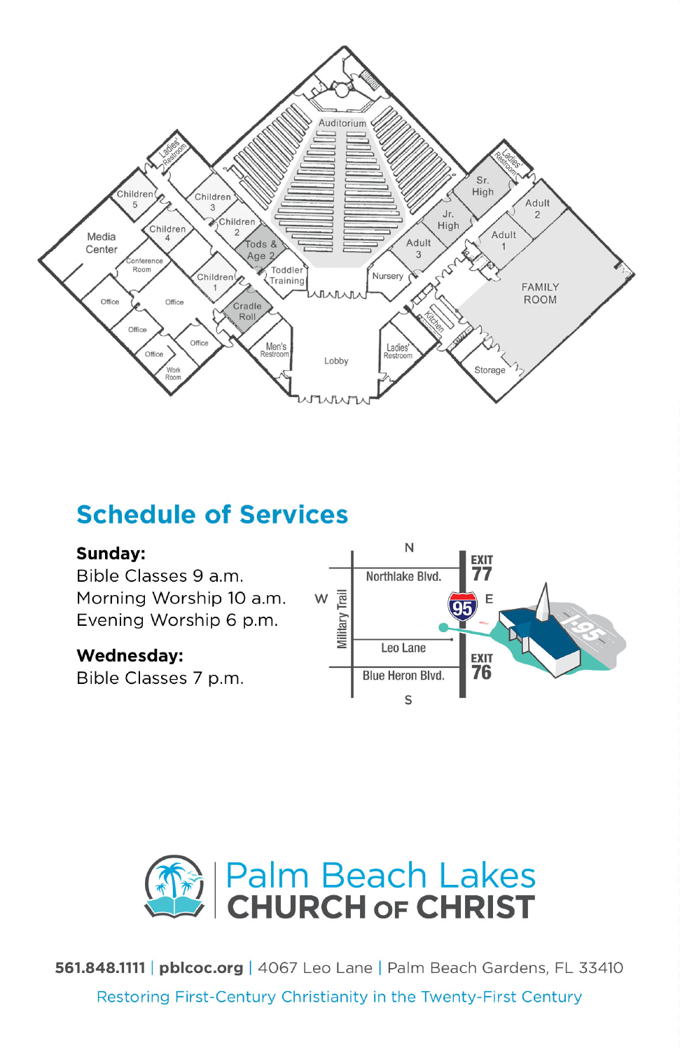Auditorium

Ladies' Restroom

Children 5

Children 3

Children 2

Children 4

Media Center

Conference Room

Tods & Age 2

Toddler Training

Children 1

Office

Office

Office

Office

Office

Work Room

Cradle Roll

Men's Restroom

Lobby

Ladies' Restroom

Nursery

Adult 3

Jr. High

Sr. High

Ladies' Restroom

Adult 2

Adult 1

FAMILY ROOM

Kitchen

Storage

## Schedule of Services

**Sunday:**
Bible Classes 9 a.m.
Morning Worship 10 a.m.
Evening Worship 6 p.m.

**Wednesday:**
Bible Classes 7 p.m.

N

W

E

S

Northlake Blvd.

Military Trail

Leo Lane

Blue Heron Blvd.

EXIT 77

EXIT 76

95

I-95

Palm Beach Lakes
CHURCH OF CHRIST

**561.848.1111** | **pblcoc.org** | 4067 Leo Lane | Palm Beach Gardens, FL 33410

Restoring First-Century Christianity in the Twenty-First Century